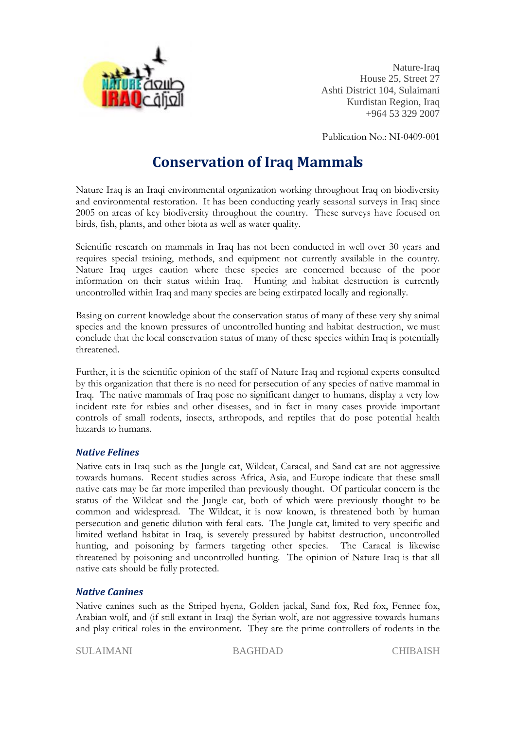Nature-Iraq
House 25, Street 27
Ashti District 104, Sulaimani
Kurdistan Region, Iraq
+964 53 329 2007

Publication No.: NI-0409-001

# Conservation of Iraq Mammals

Nature Iraq is an Iraqi environmental organization working throughout Iraq on biodiversity and environmental restoration. It has been conducting yearly seasonal surveys in Iraq since 2005 on areas of key biodiversity throughout the country. These surveys have focused on birds, fish, plants, and other biota as well as water quality.

Scientific research on mammals in Iraq has not been conducted in well over 30 years and requires special training, methods, and equipment not currently available in the country. Nature Iraq urges caution where these species are concerned because of the poor information on their status within Iraq. Hunting and habitat destruction is currently uncontrolled within Iraq and many species are being extirpated locally and regionally.

Basing on current knowledge about the conservation status of many of these very shy animal species and the known pressures of uncontrolled hunting and habitat destruction, we must conclude that the local conservation status of many of these species within Iraq is potentially threatened.

Further, it is the scientific opinion of the staff of Nature Iraq and regional experts consulted by this organization that there is no need for persecution of any species of native mammal in Iraq. The native mammals of Iraq pose no significant danger to humans, display a very low incident rate for rabies and other diseases, and in fact in many cases provide important controls of small rodents, insects, arthropods, and reptiles that do pose potential health hazards to humans.

### *Native Felines*

Native cats in Iraq such as the Jungle cat, Wildcat, Caracal, and Sand cat are not aggressive towards humans. Recent studies across Africa, Asia, and Europe indicate that these small native cats may be far more imperiled than previously thought. Of particular concern is the status of the Wildcat and the Jungle cat, both of which were previously thought to be common and widespread. The Wildcat, it is now known, is threatened both by human persecution and genetic dilution with feral cats. The Jungle cat, limited to very specific and limited wetland habitat in Iraq, is severely pressured by habitat destruction, uncontrolled hunting, and poisoning by farmers targeting other species. The Caracal is likewise threatened by poisoning and uncontrolled hunting. The opinion of Nature Iraq is that all native cats should be fully protected.

### *Native Canines*

Native canines such as the Striped hyena, Golden jackal, Sand fox, Red fox, Fennec fox, Arabian wolf, and (if still extant in Iraq) the Syrian wolf, are not aggressive towards humans and play critical roles in the environment. They are the prime controllers of rodents in the

SULAIMANI BAGHDAD CHIBAISH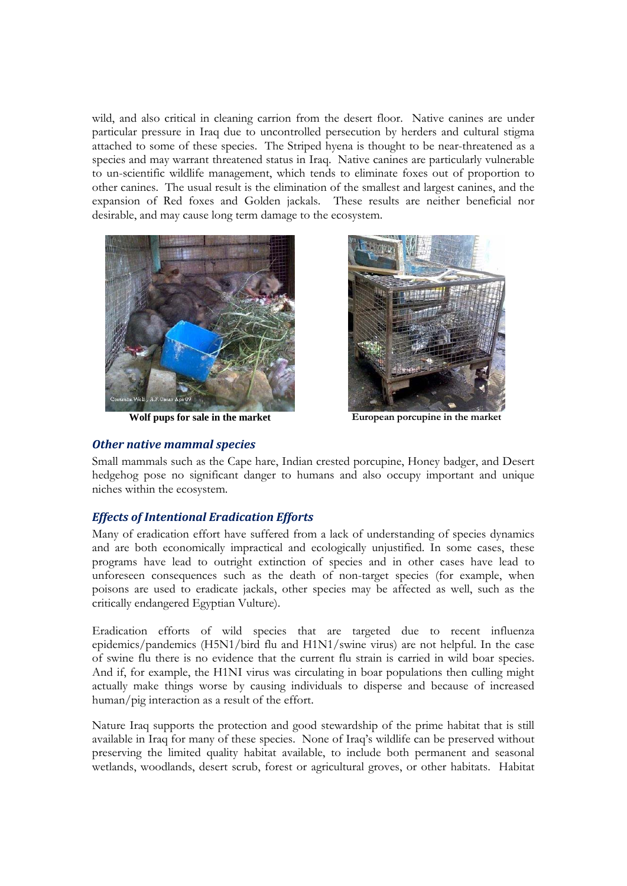wild, and also critical in cleaning carrion from the desert floor. Native canines are under particular pressure in Iraq due to uncontrolled persecution by herders and cultural stigma attached to some of these species. The Striped hyena is thought to be near-threatened as a species and may warrant threatened status in Iraq. Native canines are particularly vulnerable to un-scientific wildlife management, which tends to eliminate foxes out of proportion to other canines. The usual result is the elimination of the smallest and largest canines, and the expansion of Red foxes and Golden jackals. These results are neither beneficial nor desirable, and may cause long term damage to the ecosystem.

**Wolf pups for sale in the market**

**European porcupine in the market**

### *Other native mammal species*

Small mammals such as the Cape hare, Indian crested porcupine, Honey badger, and Desert hedgehog pose no significant danger to humans and also occupy important and unique niches within the ecosystem.

### *Effects of Intentional Eradication Efforts*

Many of eradication effort have suffered from a lack of understanding of species dynamics and are both economically impractical and ecologically unjustified. In some cases, these programs have lead to outright extinction of species and in other cases have lead to unforeseen consequences such as the death of non-target species (for example, when poisons are used to eradicate jackals, other species may be affected as well, such as the critically endangered Egyptian Vulture).

Eradication efforts of wild species that are targeted due to recent influenza epidemics/pandemics (H5N1/bird flu and H1N1/swine virus) are not helpful. In the case of swine flu there is no evidence that the current flu strain is carried in wild boar species. And if, for example, the H1NI virus was circulating in boar populations then culling might actually make things worse by causing individuals to disperse and because of increased human/pig interaction as a result of the effort.

Nature Iraq supports the protection and good stewardship of the prime habitat that is still available in Iraq for many of these species. None of Iraq's wildlife can be preserved without preserving the limited quality habitat available, to include both permanent and seasonal wetlands, woodlands, desert scrub, forest or agricultural groves, or other habitats. Habitat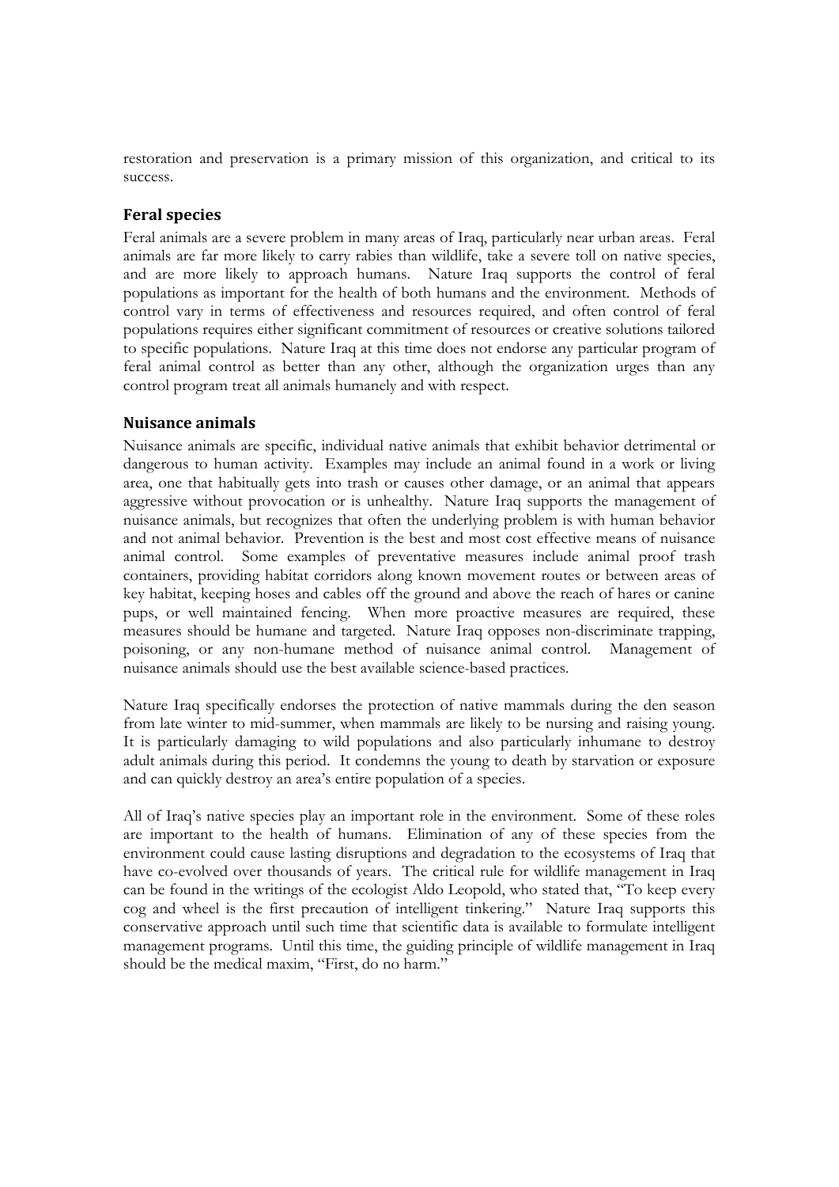restoration and preservation is a primary mission of this organization, and critical to its success.

### Feral species

Feral animals are a severe problem in many areas of Iraq, particularly near urban areas. Feral animals are far more likely to carry rabies than wildlife, take a severe toll on native species, and are more likely to approach humans. Nature Iraq supports the control of feral populations as important for the health of both humans and the environment. Methods of control vary in terms of effectiveness and resources required, and often control of feral populations requires either significant commitment of resources or creative solutions tailored to specific populations. Nature Iraq at this time does not endorse any particular program of feral animal control as better than any other, although the organization urges than any control program treat all animals humanely and with respect.

### Nuisance animals

Nuisance animals are specific, individual native animals that exhibit behavior detrimental or dangerous to human activity. Examples may include an animal found in a work or living area, one that habitually gets into trash or causes other damage, or an animal that appears aggressive without provocation or is unhealthy. Nature Iraq supports the management of nuisance animals, but recognizes that often the underlying problem is with human behavior and not animal behavior. Prevention is the best and most cost effective means of nuisance animal control. Some examples of preventative measures include animal proof trash containers, providing habitat corridors along known movement routes or between areas of key habitat, keeping hoses and cables off the ground and above the reach of hares or canine pups, or well maintained fencing. When more proactive measures are required, these measures should be humane and targeted. Nature Iraq opposes non-discriminate trapping, poisoning, or any non-humane method of nuisance animal control. Management of nuisance animals should use the best available science-based practices.

Nature Iraq specifically endorses the protection of native mammals during the den season from late winter to mid-summer, when mammals are likely to be nursing and raising young. It is particularly damaging to wild populations and also particularly inhumane to destroy adult animals during this period. It condemns the young to death by starvation or exposure and can quickly destroy an area's entire population of a species.

All of Iraq's native species play an important role in the environment. Some of these roles are important to the health of humans. Elimination of any of these species from the environment could cause lasting disruptions and degradation to the ecosystems of Iraq that have co-evolved over thousands of years. The critical rule for wildlife management in Iraq can be found in the writings of the ecologist Aldo Leopold, who stated that, "To keep every cog and wheel is the first precaution of intelligent tinkering." Nature Iraq supports this conservative approach until such time that scientific data is available to formulate intelligent management programs. Until this time, the guiding principle of wildlife management in Iraq should be the medical maxim, "First, do no harm."